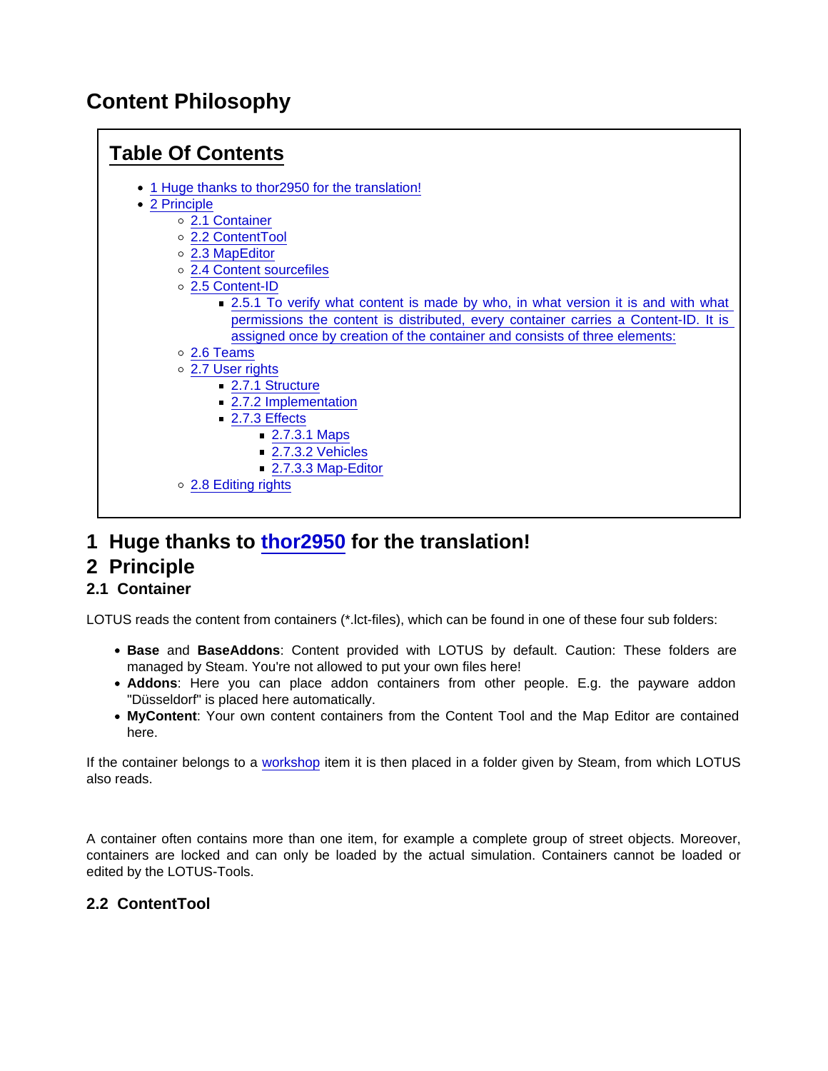# Content Philosophy

## Table Of Contents

- 1 Huge thanks to thor2950 for the translation!
- 2 Principle
  - 2.1 Container
  - 2.2 ContentTool
  - 2.3 MapEditor
  - 2.4 Content sourcefiles
  - 2.5 Content-ID
    - 2.5.1 To verify what content is made by who, in what version it is and with what permissions the content is distributed, every container carries a Content-ID. It is assigned once by creation of the container and consists of three elements:
  - 2.6 Teams
  - 2.7 User rights
    - 2.7.1 Structure
    - 2.7.2 Implementation
    - 2.7.3 Effects
      - 2.7.3.1 Maps
      - 2.7.3.2 Vehicles
      - 2.7.3.3 Map-Editor
  - 2.8 Editing rights

# 1 Huge thanks to thor2950 for the translation!

# 2 Principle

## 2.1 Container

LOTUS reads the content from containers (*.lct-files), which can be found in one of these four sub folders:

- **Base** and **BaseAddons**: Content provided with LOTUS by default. Caution: These folders are managed by Steam. You're not allowed to put your own files here!
- **Addons**: Here you can place addon containers from other people. E.g. the payware addon "Düsseldorf" is placed here automatically.
- **MyContent**: Your own content containers from the Content Tool and the Map Editor are contained here.

If the container belongs to a workshop item it is then placed in a folder given by Steam, from which LOTUS also reads.

A container often contains more than one item, for example a complete group of street objects. Moreover, containers are locked and can only be loaded by the actual simulation. Containers cannot be loaded or edited by the LOTUS-Tools.

## 2.2 ContentTool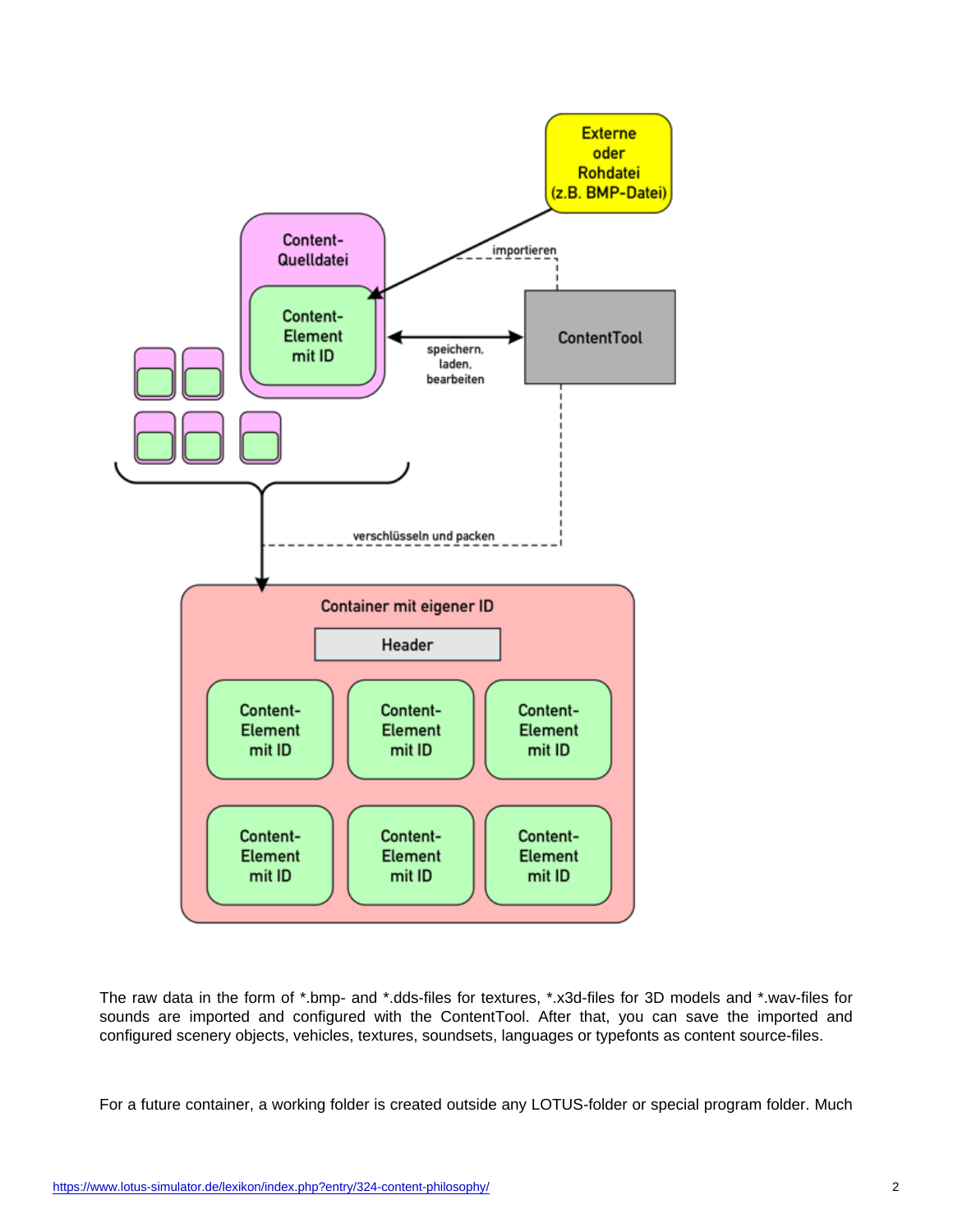The raw data in the form of *.bmp- and *.dds-files for textures, *.x3d-files for 3D models and *.wav-files for sounds are imported and configured with the ContentTool. After that, you can save the imported and configured scenery objects, vehicles, textures, soundsets, languages or typefonts as content source-files.

For a future container, a working folder is created outside any LOTUS-folder or special program folder. Much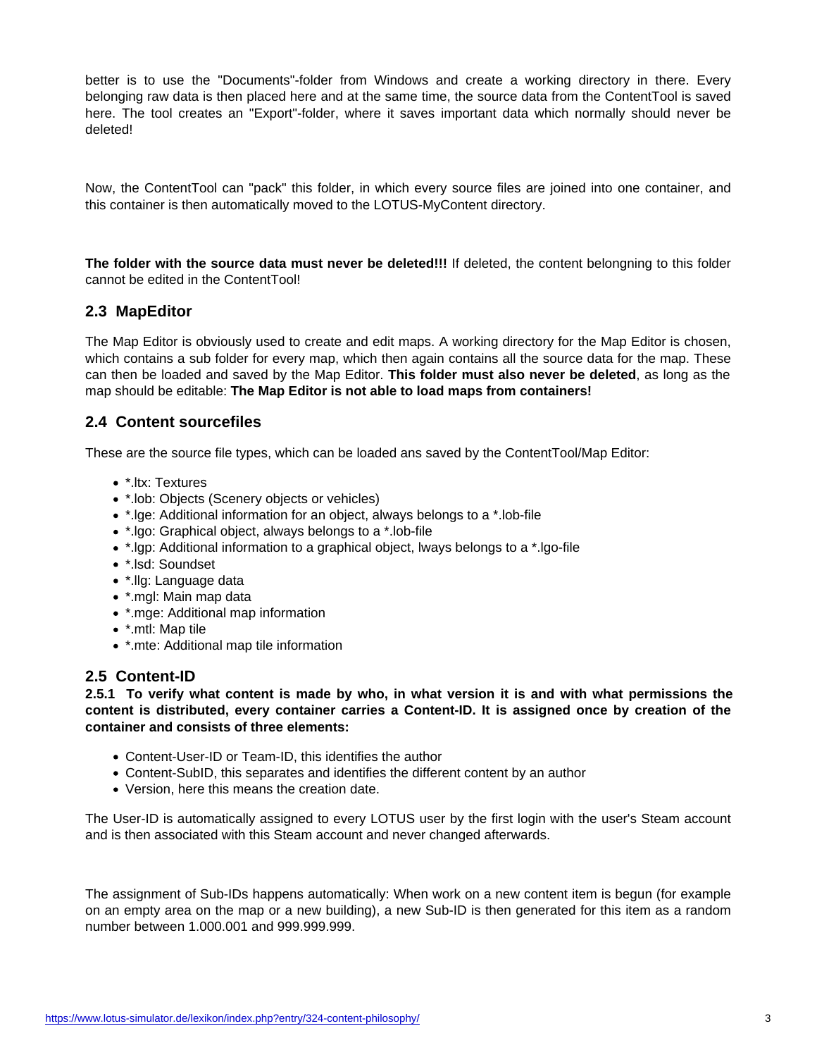better is to use the "Documents"-folder from Windows and create a working directory in there. Every belonging raw data is then placed here and at the same time, the source data from the ContentTool is saved here. The tool creates an "Export"-folder, where it saves important data which normally should never be deleted!

Now, the ContentTool can "pack" this folder, in which every source files are joined into one container, and this container is then automatically moved to the LOTUS-MyContent directory.

**The folder with the source data must never be deleted!!!** If deleted, the content belongning to this folder cannot be edited in the ContentTool!

## 2.3 MapEditor

The Map Editor is obviously used to create and edit maps. A working directory for the Map Editor is chosen, which contains a sub folder for every map, which then again contains all the source data for the map. These can then be loaded and saved by the Map Editor. **This folder must also never be deleted**, as long as the map should be editable: **The Map Editor is not able to load maps from containers!**

## 2.4 Content sourcefiles

These are the source file types, which can be loaded ans saved by the ContentTool/Map Editor:

- *.ltx: Textures
- *.lob: Objects (Scenery objects or vehicles)
- *.lge: Additional information for an object, always belongs to a *.lob-file
- *.lgo: Graphical object, always belongs to a *.lob-file
- *.lgp: Additional information to a graphical object, lways belongs to a *.lgo-file
- *.lsd: Soundset
- *.llg: Language data
- *.mgl: Main map data
- *.mge: Additional map information
- *.mtl: Map tile
- *.mte: Additional map tile information

## 2.5 Content-ID

**2.5.1 To verify what content is made by who, in what version it is and with what permissions the content is distributed, every container carries a Content-ID. It is assigned once by creation of the container and consists of three elements:**

- Content-User-ID or Team-ID, this identifies the author
- Content-SubID, this separates and identifies the different content by an author
- Version, here this means the creation date.

The User-ID is automatically assigned to every LOTUS user by the first login with the user's Steam account and is then associated with this Steam account and never changed afterwards.

The assignment of Sub-IDs happens automatically: When work on a new content item is begun (for example on an empty area on the map or a new building), a new Sub-ID is then generated for this item as a random number between 1.000.001 and 999.999.999.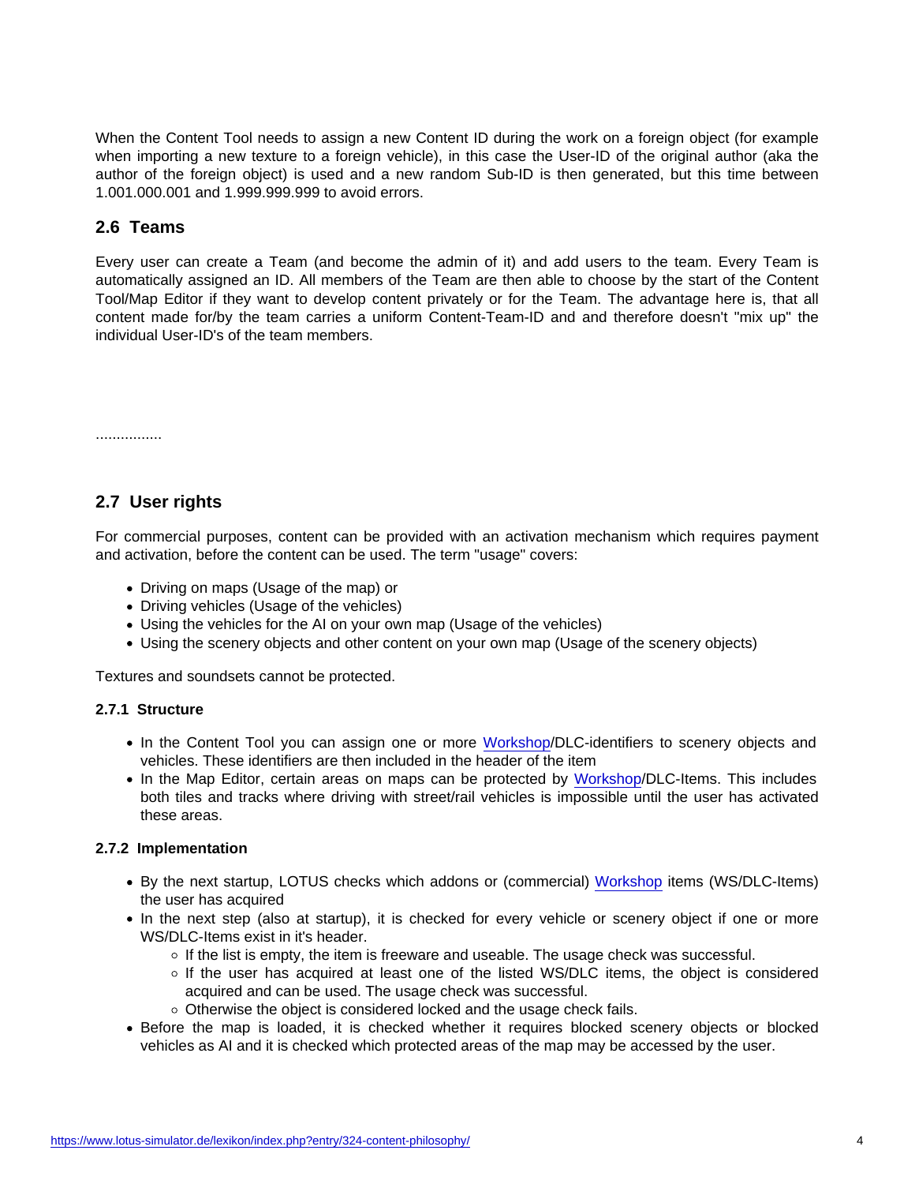When the Content Tool needs to assign a new Content ID during the work on a foreign object (for example when importing a new texture to a foreign vehicle), in this case the User-ID of the original author (aka the author of the foreign object) is used and a new random Sub-ID is then generated, but this time between 1.001.000.001 and 1.999.999.999 to avoid errors.

## 2.6 Teams

Every user can create a Team (and become the admin of it) and add users to the team. Every Team is automatically assigned an ID. All members of the Team are then able to choose by the start of the Content Tool/Map Editor if they want to develop content privately or for the Team. The advantage here is, that all content made for/by the team carries a uniform Content-Team-ID and and therefore doesn't "mix up" the individual User-ID's of the team members.

................

## 2.7 User rights

For commercial purposes, content can be provided with an activation mechanism which requires payment and activation, before the content can be used. The term "usage" covers:

- Driving on maps (Usage of the map) or
- Driving vehicles (Usage of the vehicles)
- Using the vehicles for the AI on your own map (Usage of the vehicles)
- Using the scenery objects and other content on your own map (Usage of the scenery objects)

Textures and soundsets cannot be protected.

### 2.7.1 Structure

- In the Content Tool you can assign one or more Workshop/DLC-identifiers to scenery objects and vehicles. These identifiers are then included in the header of the item
- In the Map Editor, certain areas on maps can be protected by Workshop/DLC-Items. This includes both tiles and tracks where driving with street/rail vehicles is impossible until the user has activated these areas.

### 2.7.2 Implementation

- By the next startup, LOTUS checks which addons or (commercial) Workshop items (WS/DLC-Items) the user has acquired
- In the next step (also at startup), it is checked for every vehicle or scenery object if one or more WS/DLC-Items exist in it's header.
  - If the list is empty, the item is freeware and useable. The usage check was successful.
  - If the user has acquired at least one of the listed WS/DLC items, the object is considered acquired and can be used. The usage check was successful.
  - Otherwise the object is considered locked and the usage check fails.
- Before the map is loaded, it is checked whether it requires blocked scenery objects or blocked vehicles as AI and it is checked which protected areas of the map may be accessed by the user.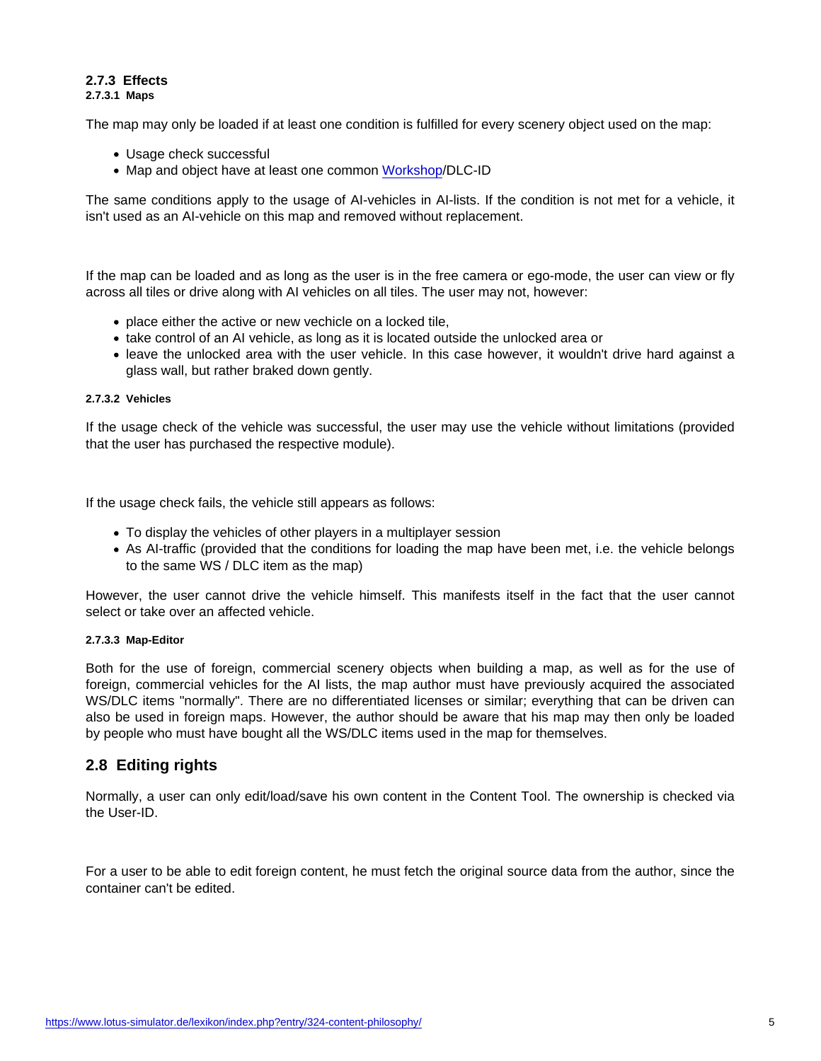### 2.7.3 Effects

#### 2.7.3.1 Maps

The map may only be loaded if at least one condition is fulfilled for every scenery object used on the map:

- Usage check successful
- Map and object have at least one common Workshop/DLC-ID

The same conditions apply to the usage of AI-vehicles in AI-lists. If the condition is not met for a vehicle, it isn't used as an AI-vehicle on this map and removed without replacement.

If the map can be loaded and as long as the user is in the free camera or ego-mode, the user can view or fly across all tiles or drive along with AI vehicles on all tiles. The user may not, however:

- place either the active or new vechicle on a locked tile,
- take control of an AI vehicle, as long as it is located outside the unlocked area or
- leave the unlocked area with the user vehicle. In this case however, it wouldn't drive hard against a glass wall, but rather braked down gently.

#### 2.7.3.2 Vehicles

If the usage check of the vehicle was successful, the user may use the vehicle without limitations (provided that the user has purchased the respective module).

If the usage check fails, the vehicle still appears as follows:

- To display the vehicles of other players in a multiplayer session
- As AI-traffic (provided that the conditions for loading the map have been met, i.e. the vehicle belongs to the same WS / DLC item as the map)

However, the user cannot drive the vehicle himself. This manifests itself in the fact that the user cannot select or take over an affected vehicle.

#### 2.7.3.3 Map-Editor

Both for the use of foreign, commercial scenery objects when building a map, as well as for the use of foreign, commercial vehicles for the AI lists, the map author must have previously acquired the associated WS/DLC items "normally". There are no differentiated licenses or similar; everything that can be driven can also be used in foreign maps. However, the author should be aware that his map may then only be loaded by people who must have bought all the WS/DLC items used in the map for themselves.

## 2.8 Editing rights

Normally, a user can only edit/load/save his own content in the Content Tool. The ownership is checked via the User-ID.

For a user to be able to edit foreign content, he must fetch the original source data from the author, since the container can't be edited.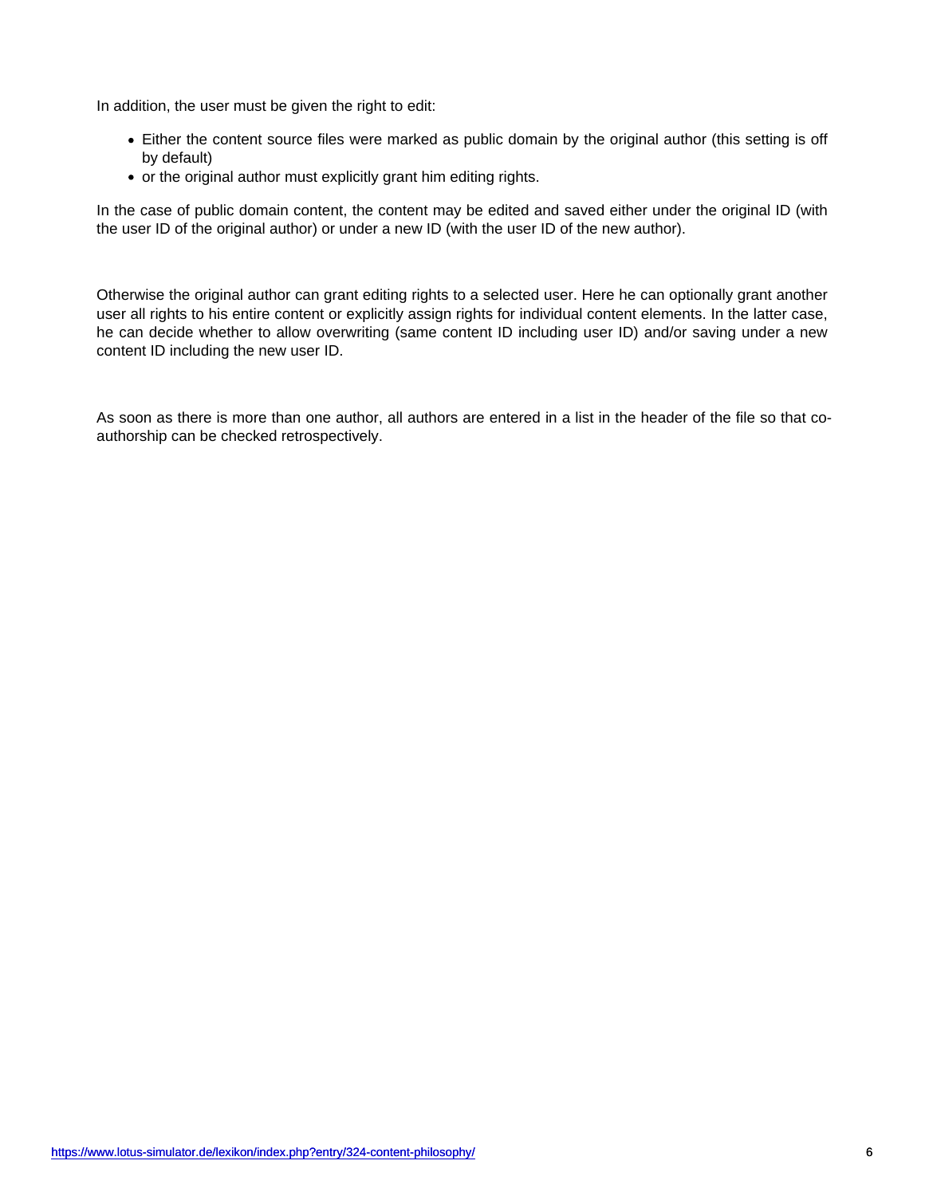In addition, the user must be given the right to edit:

- Either the content source files were marked as public domain by the original author (this setting is off by default)
- or the original author must explicitly grant him editing rights.

In the case of public domain content, the content may be edited and saved either under the original ID (with the user ID of the original author) or under a new ID (with the user ID of the new author).

Otherwise the original author can grant editing rights to a selected user. Here he can optionally grant another user all rights to his entire content or explicitly assign rights for individual content elements. In the latter case, he can decide whether to allow overwriting (same content ID including user ID) and/or saving under a new content ID including the new user ID.

As soon as there is more than one author, all authors are entered in a list in the header of the file so that co-authorship can be checked retrospectively.